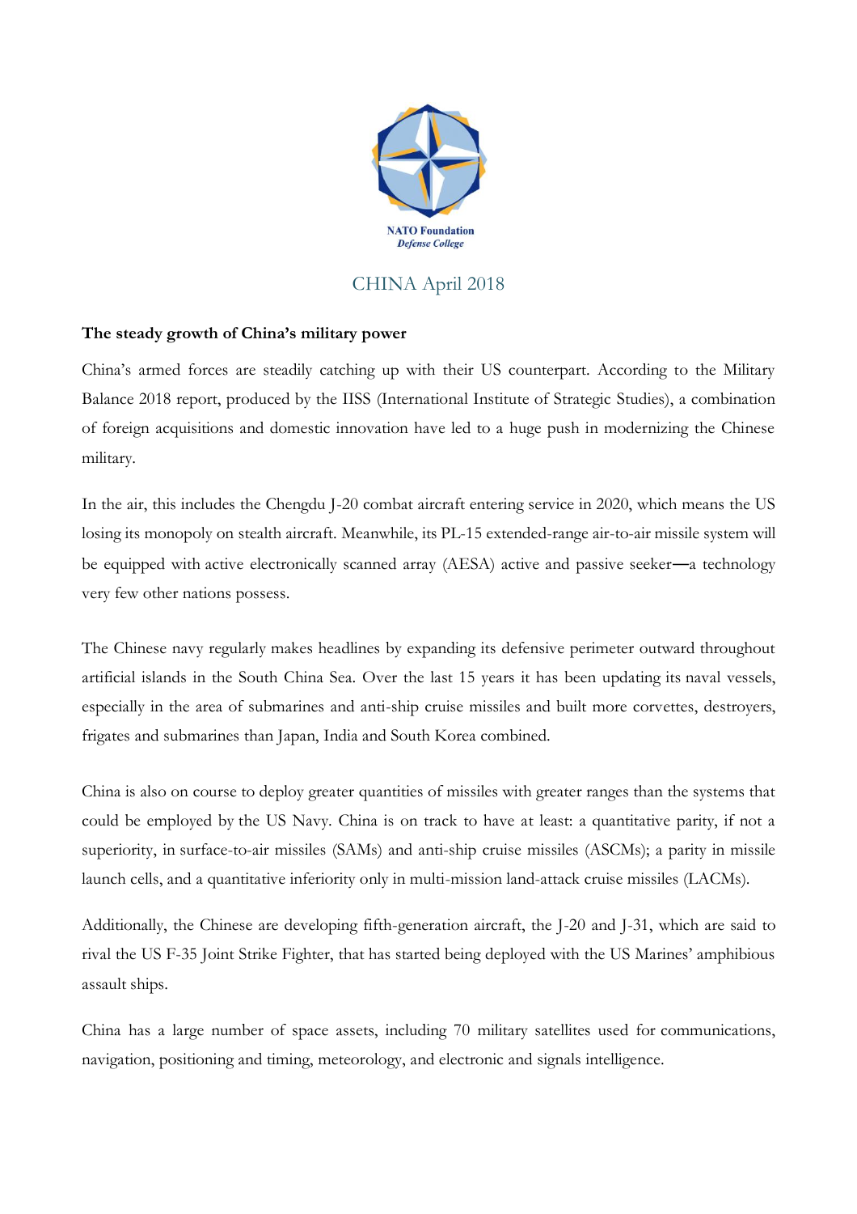NATO Foundation
*Defense College*

# CHINA April 2018

## The steady growth of China's military power

China's armed forces are steadily catching up with their US counterpart. According to the Military Balance 2018 report, produced by the IISS (International Institute of Strategic Studies), a combination of foreign acquisitions and domestic innovation have led to a huge push in modernizing the Chinese military.

In the air, this includes the Chengdu J-20 combat aircraft entering service in 2020, which means the US losing its monopoly on stealth aircraft. Meanwhile, its PL-15 extended-range air-to-air missile system will be equipped with active electronically scanned array (AESA) active and passive seeker—a technology very few other nations possess.

The Chinese navy regularly makes headlines by expanding its defensive perimeter outward throughout artificial islands in the South China Sea. Over the last 15 years it has been updating its naval vessels, especially in the area of submarines and anti-ship cruise missiles and built more corvettes, destroyers, frigates and submarines than Japan, India and South Korea combined.

China is also on course to deploy greater quantities of missiles with greater ranges than the systems that could be employed by the US Navy. China is on track to have at least: a quantitative parity, if not a superiority, in surface-to-air missiles (SAMs) and anti-ship cruise missiles (ASCMs); a parity in missile launch cells, and a quantitative inferiority only in multi-mission land-attack cruise missiles (LACMs).

Additionally, the Chinese are developing fifth-generation aircraft, the J-20 and J-31, which are said to rival the US F-35 Joint Strike Fighter, that has started being deployed with the US Marines' amphibious assault ships.

China has a large number of space assets, including 70 military satellites used for communications, navigation, positioning and timing, meteorology, and electronic and signals intelligence.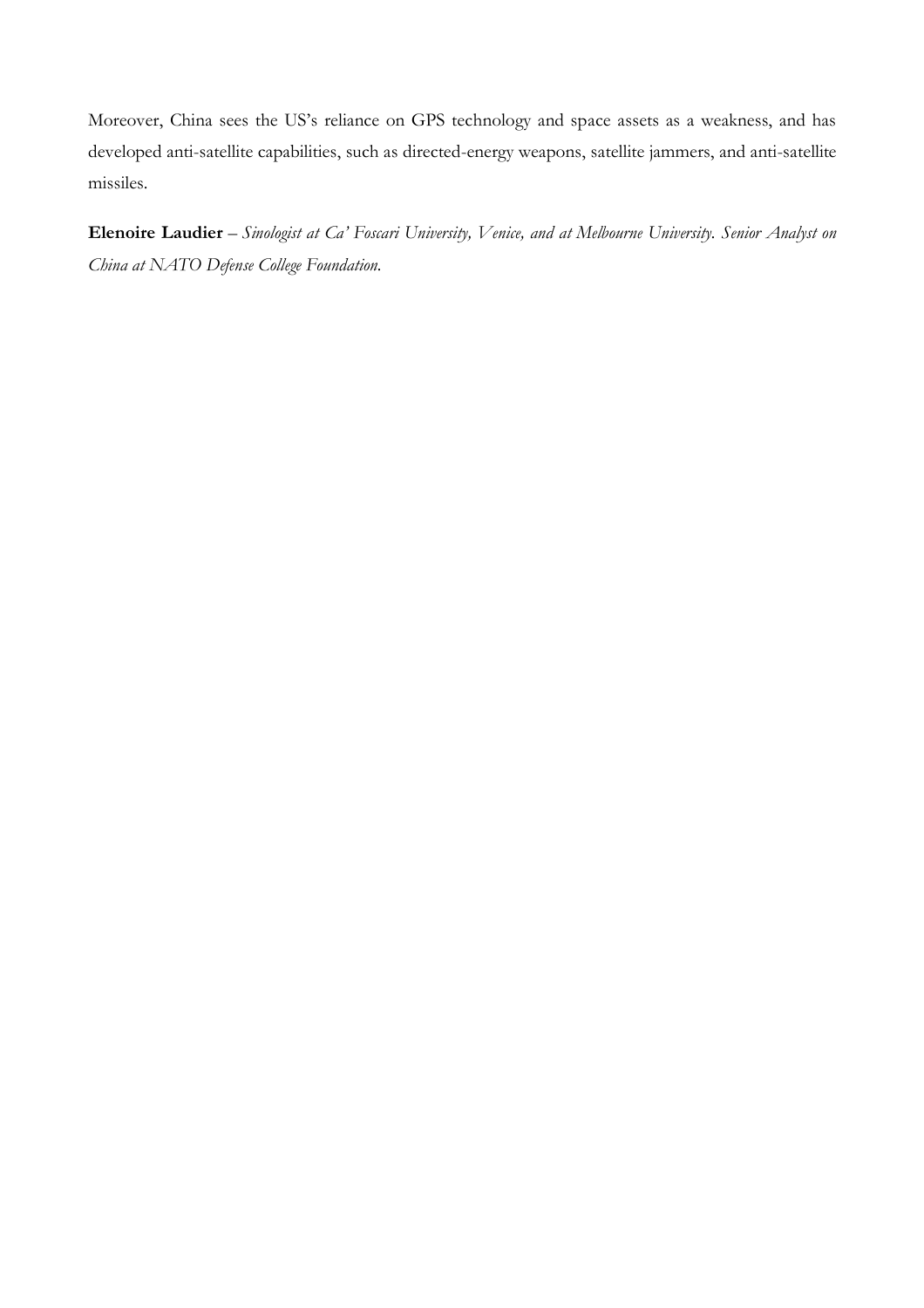Moreover, China sees the US's reliance on GPS technology and space assets as a weakness, and has developed anti-satellite capabilities, such as directed-energy weapons, satellite jammers, and anti-satellite missiles.

**Elenoire Laudier** – *Sinologist at Ca' Foscari University, Venice, and at Melbourne University. Senior Analyst on China at NATO Defense College Foundation.*